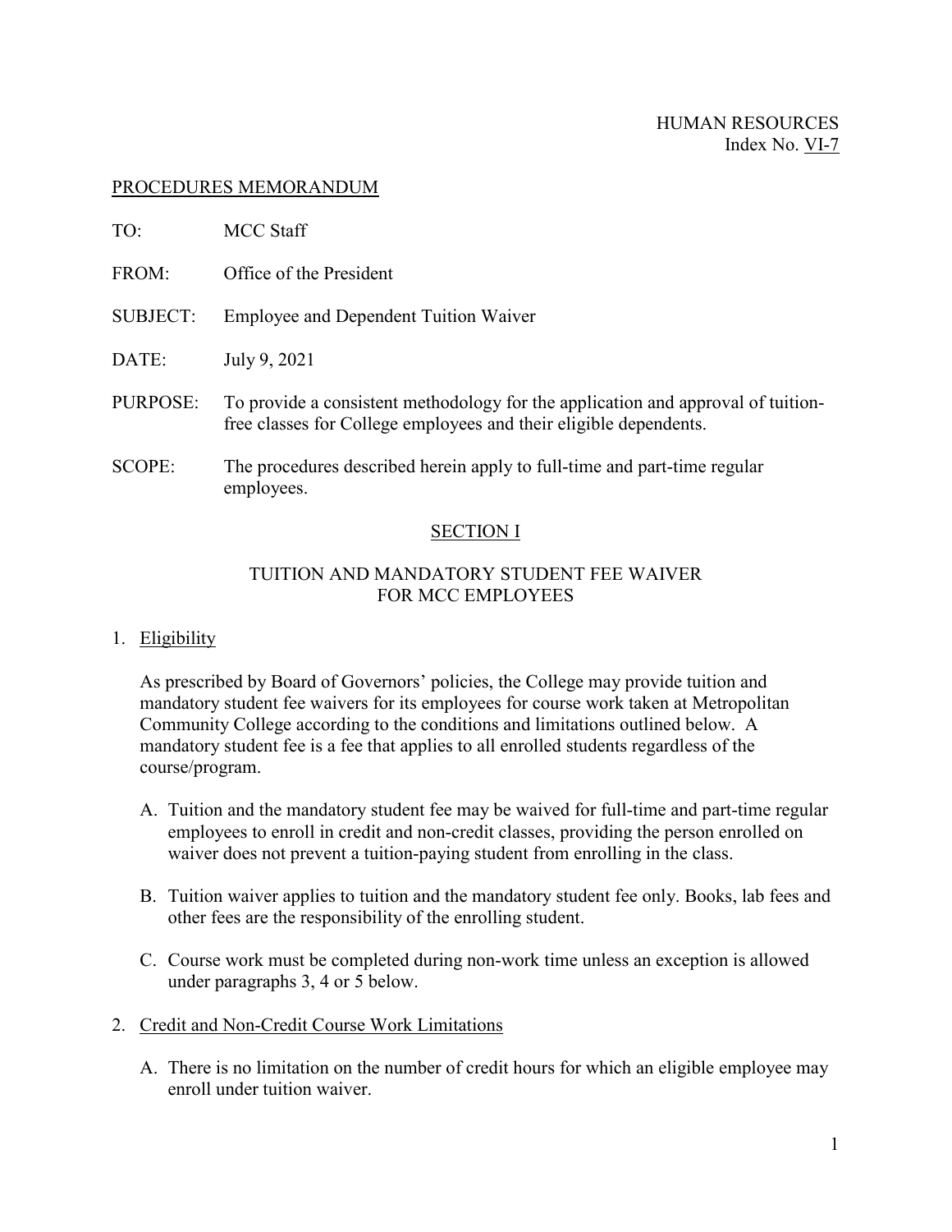HUMAN RESOURCES
Index No. VI-7

PROCEDURES MEMORANDUM

TO: MCC Staff

FROM: Office of the President

SUBJECT: Employee and Dependent Tuition Waiver

DATE: July 9, 2021

PURPOSE: To provide a consistent methodology for the application and approval of tuition-free classes for College employees and their eligible dependents.

SCOPE: The procedures described herein apply to full-time and part-time regular employees.

## SECTION I

### TUITION AND MANDATORY STUDENT FEE WAIVER FOR MCC EMPLOYEES

1. Eligibility

   As prescribed by Board of Governors' policies, the College may provide tuition and mandatory student fee waivers for its employees for course work taken at Metropolitan Community College according to the conditions and limitations outlined below. A mandatory student fee is a fee that applies to all enrolled students regardless of the course/program.

   A. Tuition and the mandatory student fee may be waived for full-time and part-time regular employees to enroll in credit and non-credit classes, providing the person enrolled on waiver does not prevent a tuition-paying student from enrolling in the class.

   B. Tuition waiver applies to tuition and the mandatory student fee only. Books, lab fees and other fees are the responsibility of the enrolling student.

   C. Course work must be completed during non-work time unless an exception is allowed under paragraphs 3, 4 or 5 below.

2. Credit and Non-Credit Course Work Limitations

   A. There is no limitation on the number of credit hours for which an eligible employee may enroll under tuition waiver.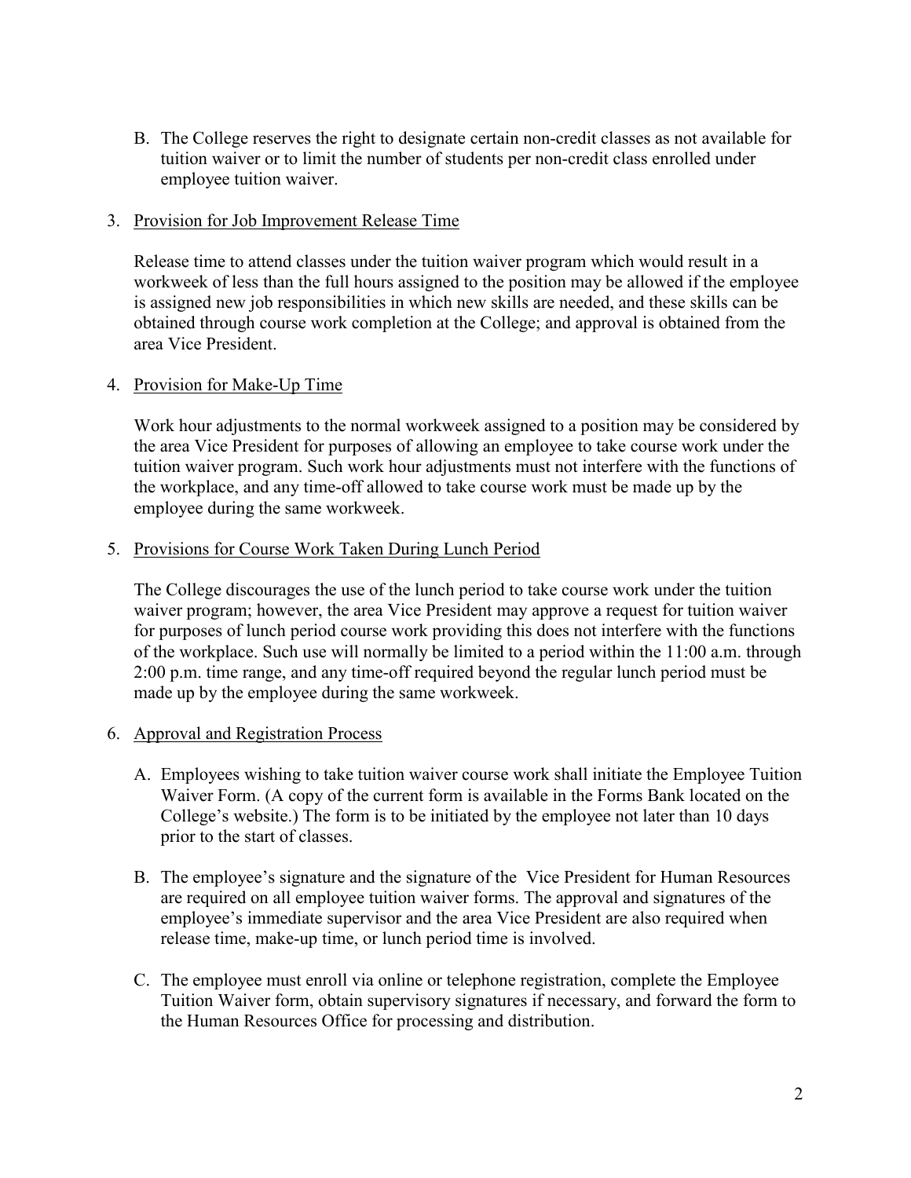B. The College reserves the right to designate certain non-credit classes as not available for tuition waiver or to limit the number of students per non-credit class enrolled under employee tuition waiver.

3. Provision for Job Improvement Release Time

   Release time to attend classes under the tuition waiver program which would result in a workweek of less than the full hours assigned to the position may be allowed if the employee is assigned new job responsibilities in which new skills are needed, and these skills can be obtained through course work completion at the College; and approval is obtained from the area Vice President.

4. Provision for Make-Up Time

   Work hour adjustments to the normal workweek assigned to a position may be considered by the area Vice President for purposes of allowing an employee to take course work under the tuition waiver program. Such work hour adjustments must not interfere with the functions of the workplace, and any time-off allowed to take course work must be made up by the employee during the same workweek.

5. Provisions for Course Work Taken During Lunch Period

   The College discourages the use of the lunch period to take course work under the tuition waiver program; however, the area Vice President may approve a request for tuition waiver for purposes of lunch period course work providing this does not interfere with the functions of the workplace. Such use will normally be limited to a period within the 11:00 a.m. through 2:00 p.m. time range, and any time-off required beyond the regular lunch period must be made up by the employee during the same workweek.

6. Approval and Registration Process

   A. Employees wishing to take tuition waiver course work shall initiate the Employee Tuition Waiver Form. (A copy of the current form is available in the Forms Bank located on the College's website.) The form is to be initiated by the employee not later than 10 days prior to the start of classes.

   B. The employee's signature and the signature of the Vice President for Human Resources are required on all employee tuition waiver forms. The approval and signatures of the employee's immediate supervisor and the area Vice President are also required when release time, make-up time, or lunch period time is involved.

   C. The employee must enroll via online or telephone registration, complete the Employee Tuition Waiver form, obtain supervisory signatures if necessary, and forward the form to the Human Resources Office for processing and distribution.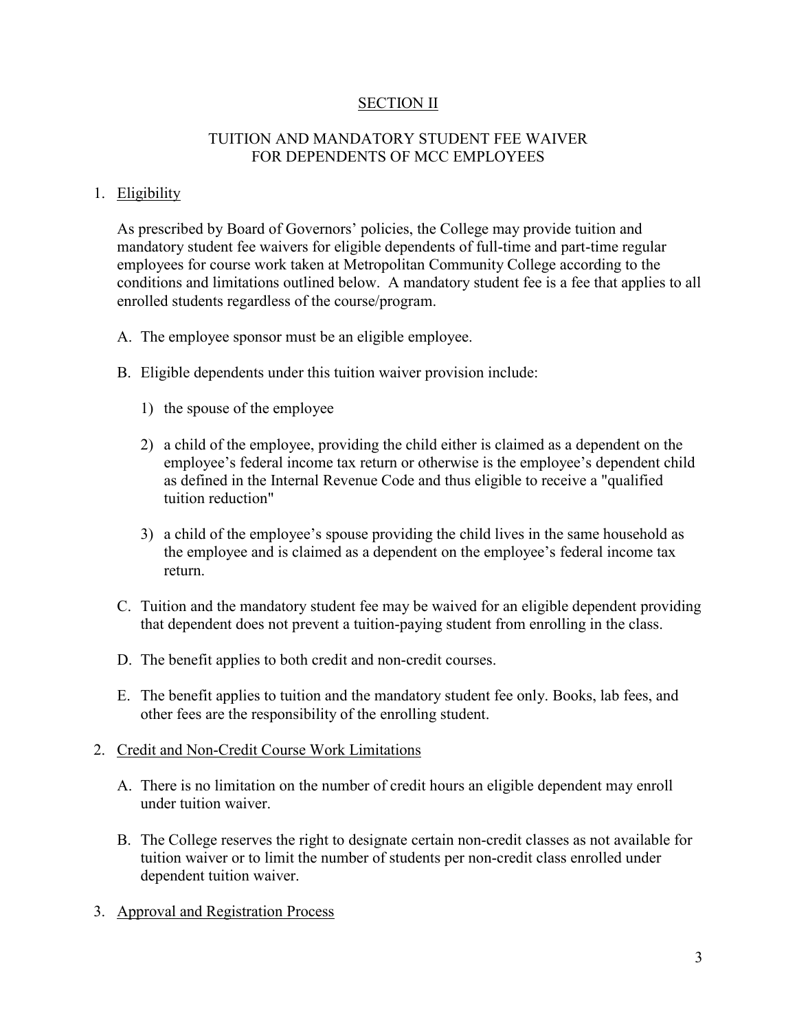## SECTION II

## TUITION AND MANDATORY STUDENT FEE WAIVER FOR DEPENDENTS OF MCC EMPLOYEES

1. Eligibility

   As prescribed by Board of Governors' policies, the College may provide tuition and mandatory student fee waivers for eligible dependents of full-time and part-time regular employees for course work taken at Metropolitan Community College according to the conditions and limitations outlined below. A mandatory student fee is a fee that applies to all enrolled students regardless of the course/program.

   A. The employee sponsor must be an eligible employee.

   B. Eligible dependents under this tuition waiver provision include:

      1) the spouse of the employee

      2) a child of the employee, providing the child either is claimed as a dependent on the employee's federal income tax return or otherwise is the employee's dependent child as defined in the Internal Revenue Code and thus eligible to receive a "qualified tuition reduction"

      3) a child of the employee's spouse providing the child lives in the same household as the employee and is claimed as a dependent on the employee's federal income tax return.

   C. Tuition and the mandatory student fee may be waived for an eligible dependent providing that dependent does not prevent a tuition-paying student from enrolling in the class.

   D. The benefit applies to both credit and non-credit courses.

   E. The benefit applies to tuition and the mandatory student fee only. Books, lab fees, and other fees are the responsibility of the enrolling student.

2. Credit and Non-Credit Course Work Limitations

   A. There is no limitation on the number of credit hours an eligible dependent may enroll under tuition waiver.

   B. The College reserves the right to designate certain non-credit classes as not available for tuition waiver or to limit the number of students per non-credit class enrolled under dependent tuition waiver.

3. Approval and Registration Process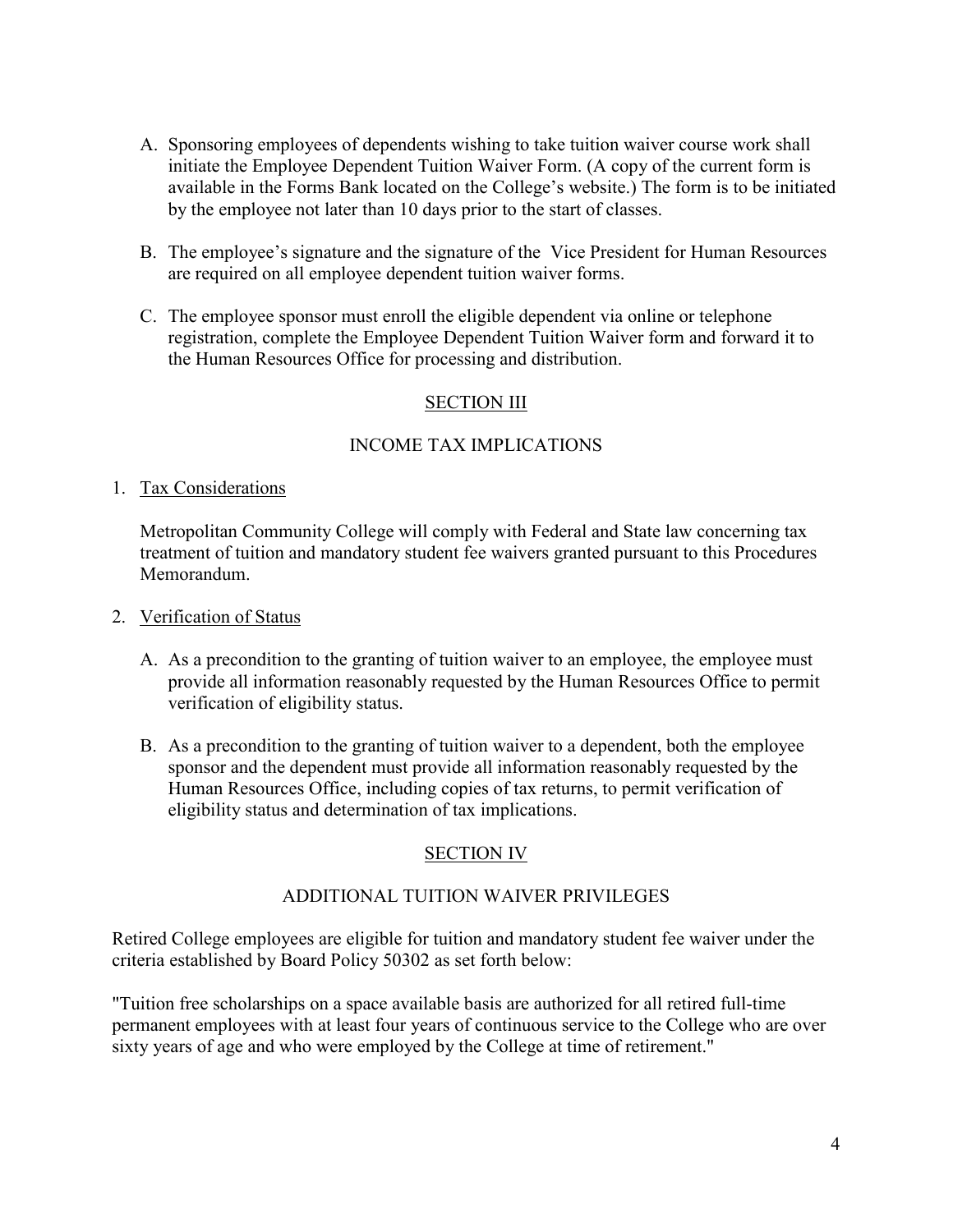A. Sponsoring employees of dependents wishing to take tuition waiver course work shall initiate the Employee Dependent Tuition Waiver Form. (A copy of the current form is available in the Forms Bank located on the College's website.) The form is to be initiated by the employee not later than 10 days prior to the start of classes.

B. The employee's signature and the signature of the Vice President for Human Resources are required on all employee dependent tuition waiver forms.

C. The employee sponsor must enroll the eligible dependent via online or telephone registration, complete the Employee Dependent Tuition Waiver form and forward it to the Human Resources Office for processing and distribution.

## SECTION III

## INCOME TAX IMPLICATIONS

1. Tax Considerations

   Metropolitan Community College will comply with Federal and State law concerning tax treatment of tuition and mandatory student fee waivers granted pursuant to this Procedures Memorandum.

2. Verification of Status

   A. As a precondition to the granting of tuition waiver to an employee, the employee must provide all information reasonably requested by the Human Resources Office to permit verification of eligibility status.

   B. As a precondition to the granting of tuition waiver to a dependent, both the employee sponsor and the dependent must provide all information reasonably requested by the Human Resources Office, including copies of tax returns, to permit verification of eligibility status and determination of tax implications.

## SECTION IV

## ADDITIONAL TUITION WAIVER PRIVILEGES

Retired College employees are eligible for tuition and mandatory student fee waiver under the criteria established by Board Policy 50302 as set forth below:

"Tuition free scholarships on a space available basis are authorized for all retired full-time permanent employees with at least four years of continuous service to the College who are over sixty years of age and who were employed by the College at time of retirement."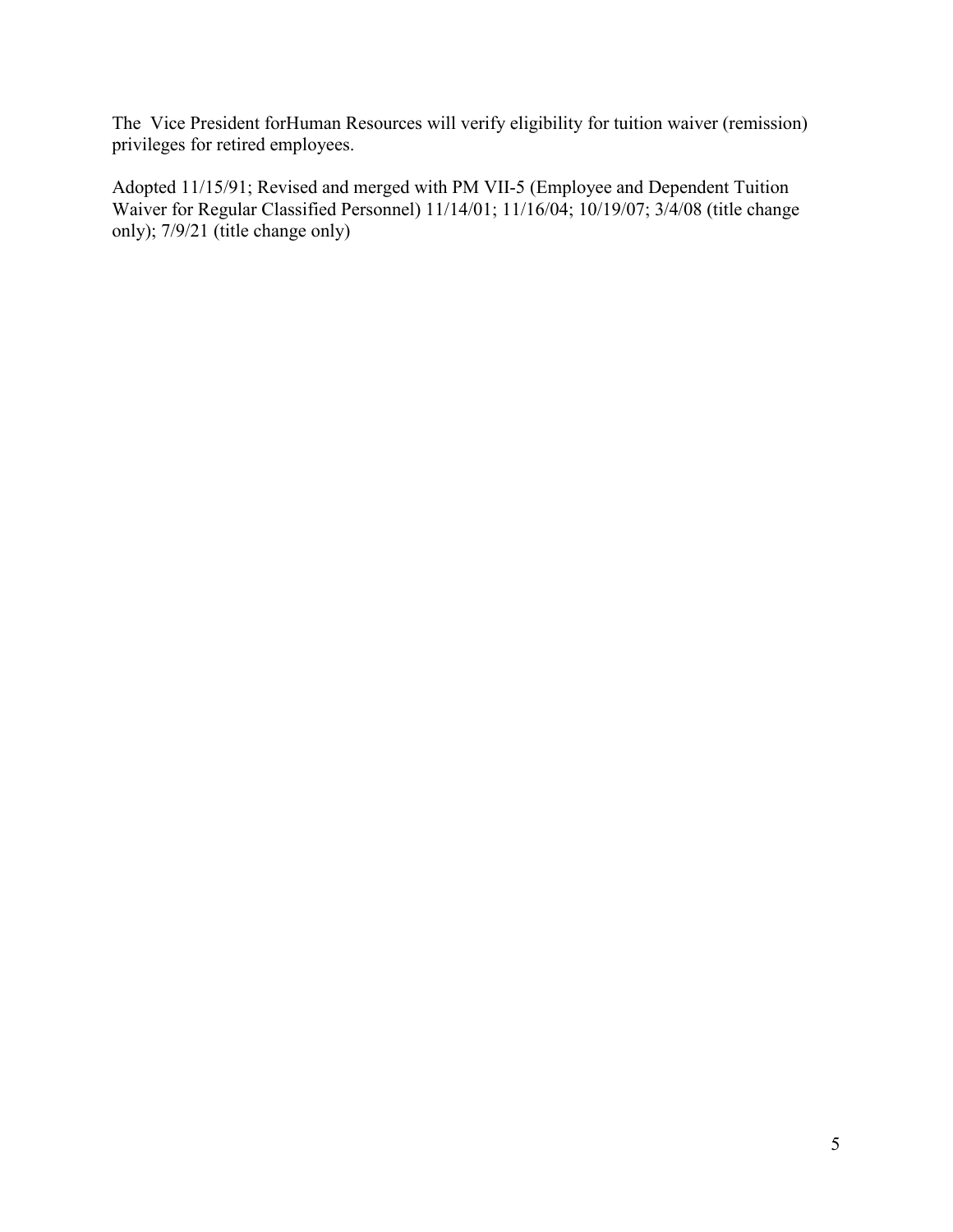The Vice President forHuman Resources will verify eligibility for tuition waiver (remission) privileges for retired employees.

Adopted 11/15/91; Revised and merged with PM VII-5 (Employee and Dependent Tuition Waiver for Regular Classified Personnel) 11/14/01; 11/16/04; 10/19/07; 3/4/08 (title change only); 7/9/21 (title change only)